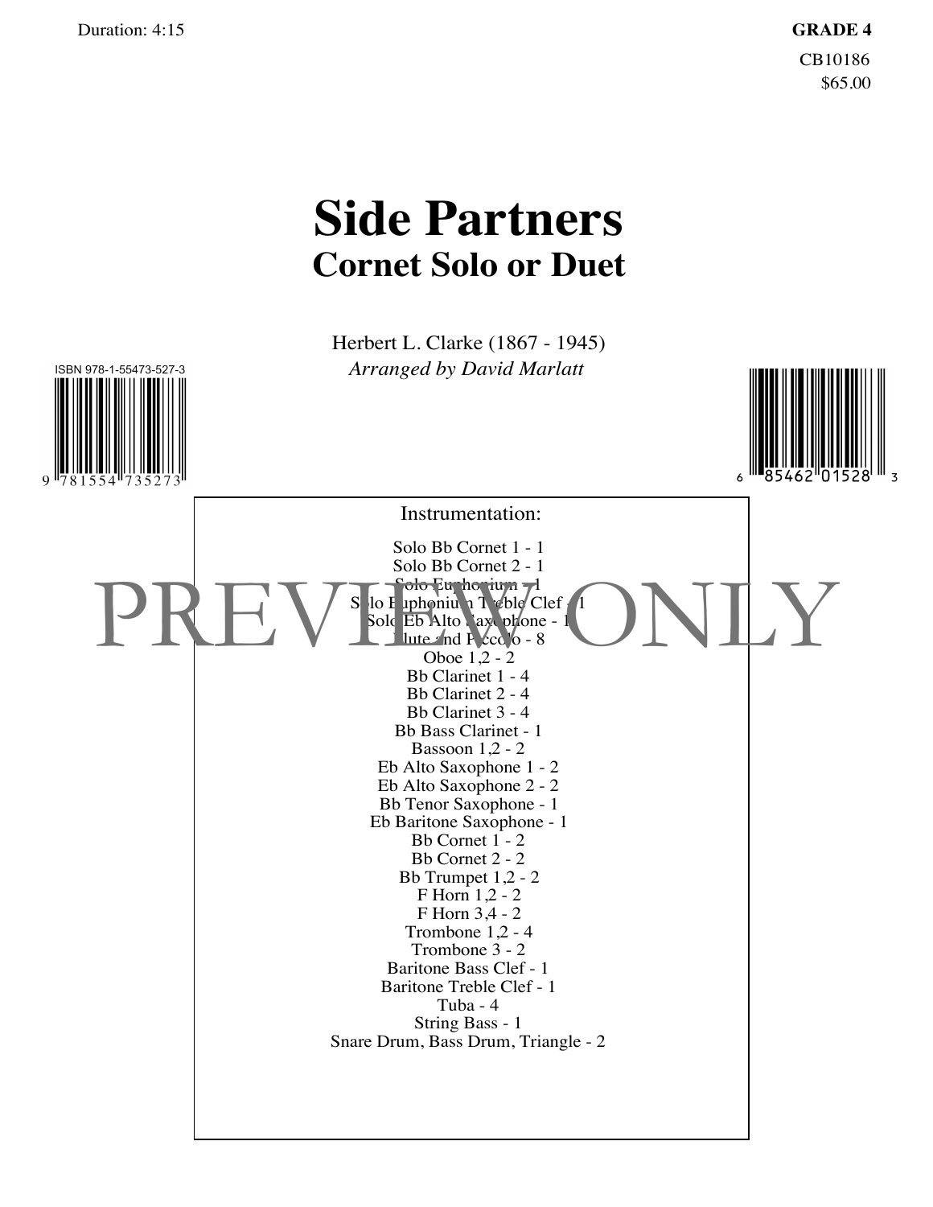Duration: 4:15

**GRADE 4**

CB10186

$65.00

# Side Partners

## Cornet Solo or Duet

Herbert L. Clarke (1867 - 1945)

*Arranged by David Marlatt*

ISBN 978-1-55473-527-3

Instrumentation:

Solo Bb Cornet 1 - 1
Solo Bb Cornet 2 - 1
Solo Euphonium - 1
Solo Euphonium Treble Clef - 1
Solo Eb Alto Saxophone - 1
Flute and Piccolo - 8
Oboe 1,2 - 2
Bb Clarinet 1 - 4
Bb Clarinet 2 - 4
Bb Clarinet 3 - 4
Bb Bass Clarinet - 1
Bassoon 1,2 - 2
Eb Alto Saxophone 1 - 2
Eb Alto Saxophone 2 - 2
Bb Tenor Saxophone - 1
Eb Baritone Saxophone - 1
Bb Cornet 1 - 2
Bb Cornet 2 - 2
Bb Trumpet 1,2 - 2
F Horn 1,2 - 2
F Horn 3,4 - 2
Trombone 1,2 - 4
Trombone 3 - 2
Baritone Bass Clef - 1
Baritone Treble Clef - 1
Tuba - 4
String Bass - 1
Snare Drum, Bass Drum, Triangle - 2

PREVIEW ONLY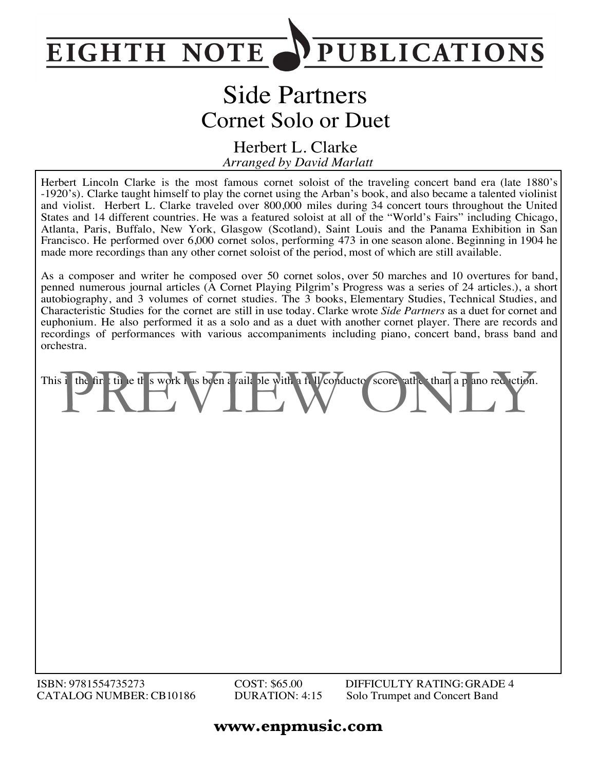# EIGHTH NOTE PUBLICATIONS

# Side Partners

## Cornet Solo or Duet

### Herbert L. Clarke

*Arranged by David Marlatt*

Herbert Lincoln Clarke is the most famous cornet soloist of the traveling concert band era (late 1880's -1920's). Clarke taught himself to play the cornet using the Arban's book, and also became a talented violinist and violist. Herbert L. Clarke traveled over 800,000 miles during 34 concert tours throughout the United States and 14 different countries. He was a featured soloist at all of the "World's Fairs" including Chicago, Atlanta, Paris, Buffalo, New York, Glasgow (Scotland), Saint Louis and the Panama Exhibition in San Francisco. He performed over 6,000 cornet solos, performing 473 in one season alone. Beginning in 1904 he made more recordings than any other cornet soloist of the period, most of which are still available.

As a composer and writer he composed over 50 cornet solos, over 50 marches and 10 overtures for band, penned numerous journal articles (A Cornet Playing Pilgrim's Progress was a series of 24 articles.), a short autobiography, and 3 volumes of cornet studies. The 3 books, Elementary Studies, Technical Studies, and Characteristic Studies for the cornet are still in use today. Clarke wrote *Side Partners* as a duet for cornet and euphonium. He also performed it as a solo and as a duet with another cornet player. There are records and recordings of performances with various accompaniments including piano, concert band, brass band and orchestra.

This is the first time this work has been available with a full conductor score rather than a piano reduction.

PREVIEW ONLY

ISBN: 9781554735273
CATALOG NUMBER: CB10186
COST: $65.00
DURATION: 4:15
DIFFICULTY RATING: GRADE 4
Solo Trumpet and Concert Band

**www.enpmusic.com**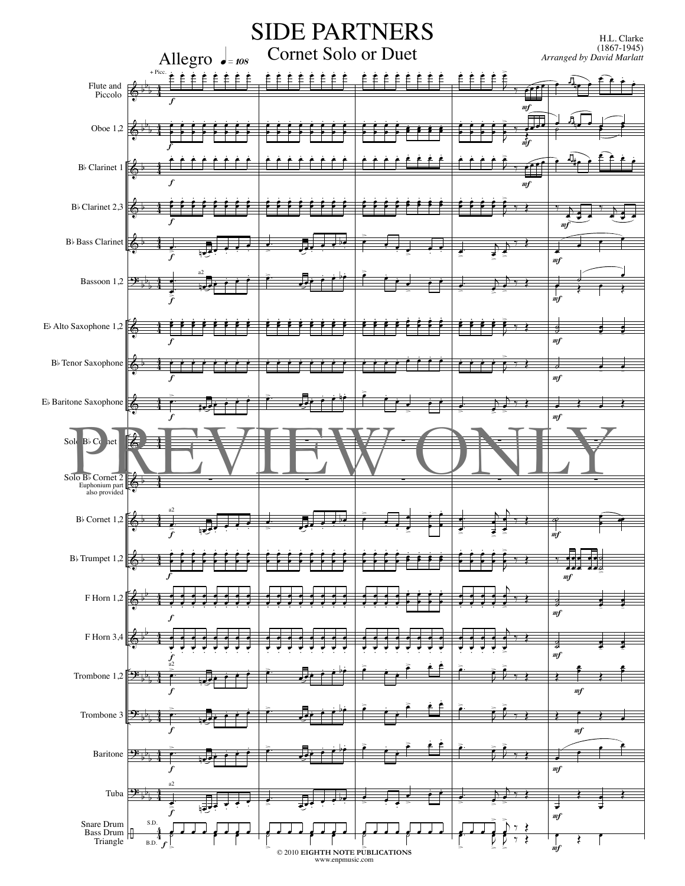# SIDE PARTNERS

## Cornet Solo or Duet

H.L. Clarke
(1867-1945)
*Arranged by David Marlatt*

Allegro ♩= 108

© 2010 EIGHTH NOTE PUBLICATIONS
www.enpmusic.com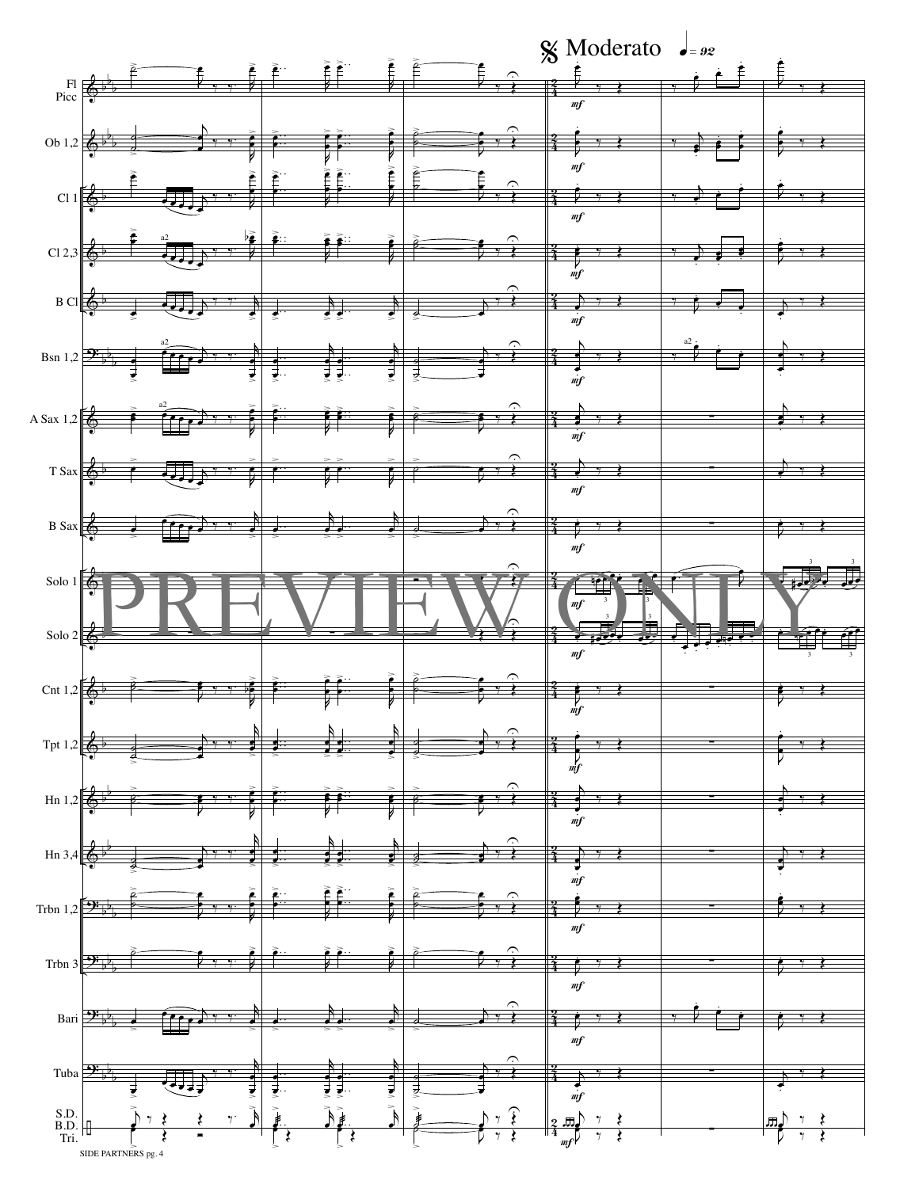𝄋 Moderato ♩= 92

Fl Picc

Ob 1,2

Cl 1

Cl 2,3

B Cl

Bsn 1,2

A Sax 1,2

T Sax

B Sax

Solo 1

Solo 2

Cnt 1,2

Tpt 1,2

Hn 1,2

Hn 3,4

Trbn 1,2

Trbn 3

Bari

Tuba

S.D. B.D. Tri.

PREVIEW ONLY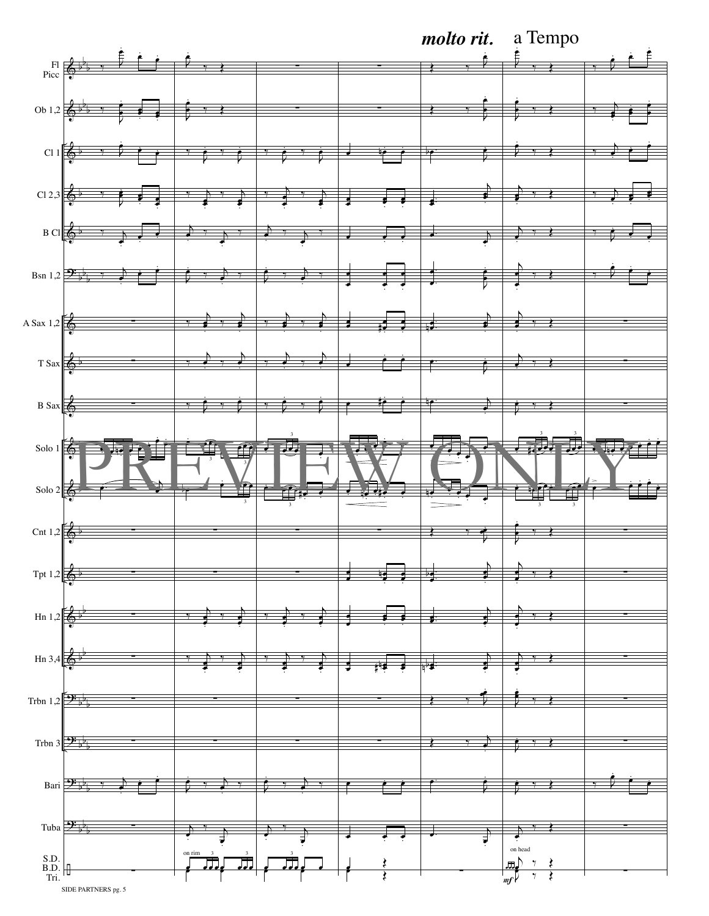*molto rit.* a Tempo

Fl Picc

Ob 1,2

Cl 1

Cl 2,3

B Cl

Bsn 1,2

A Sax 1,2

T Sax

B Sax

Solo 1

Solo 2

Cnt 1,2

Tpt 1,2

Hn 1,2

Hn 3,4

Trbn 1,2

Trbn 3

Bari

Tuba

S.D. B.D. Tri.

on rim

on head

*mf*

PREVIEW ONLY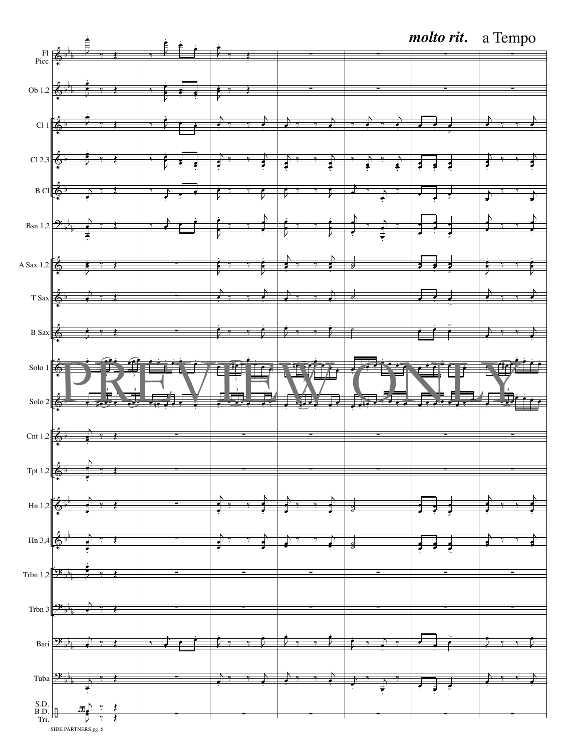*molto rit.* a Tempo

Fl Picc

Ob 1,2

Cl 1

Cl 2,3

B Cl

Bsn 1,2

A Sax 1,2

T Sax

B Sax

Solo 1

Solo 2

Cnt 1,2

Tpt 1,2

Hn 1,2

Hn 3,4

Trbn 1,2

Trbn 3

Bari

Tuba

S.D. B.D. Tri.

PREVIEW ONLY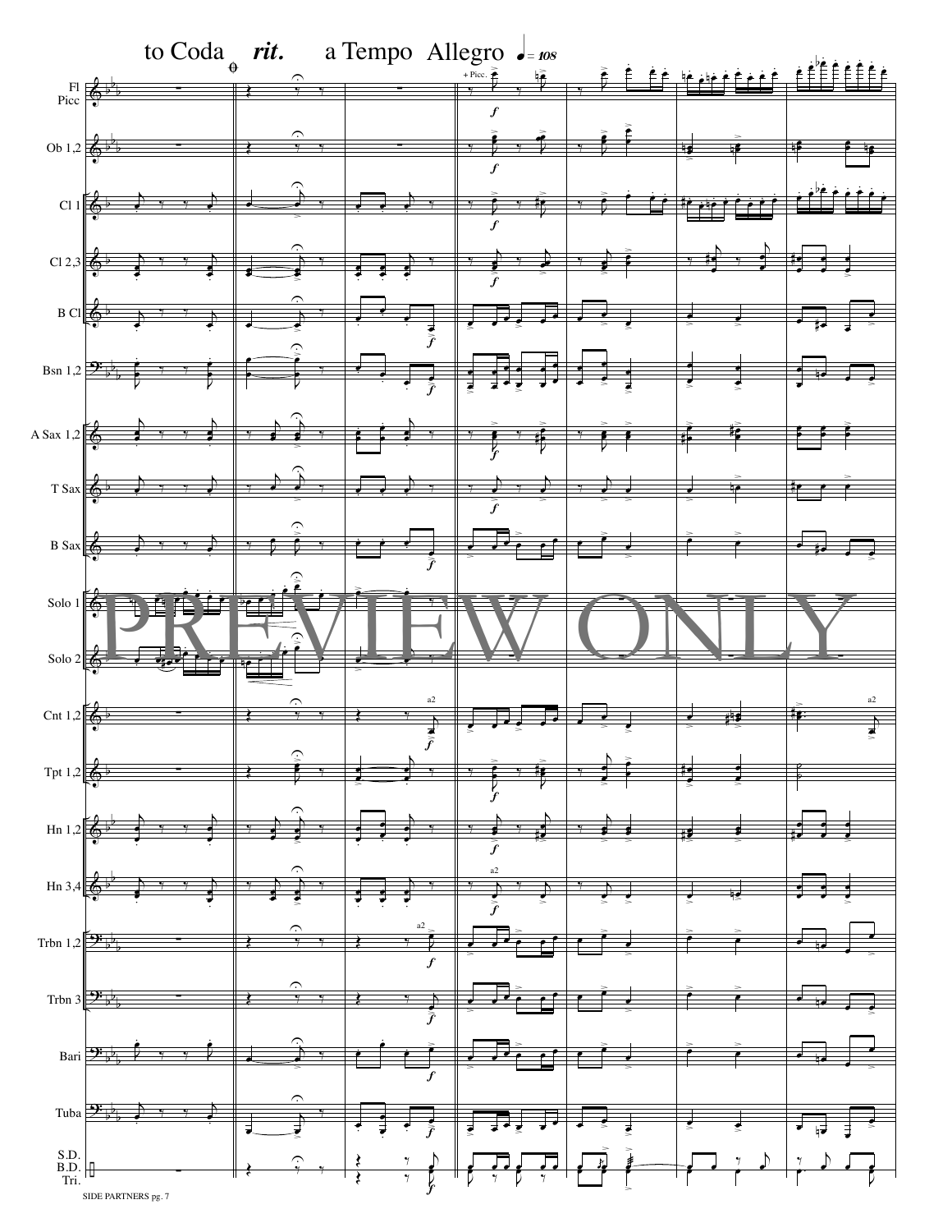to Coda rit. a Tempo Allegro ♩= 108

Fl Picc

Ob 1,2

Cl 1

Cl 2,3

B Cl

Bsn 1,2

A Sax 1,2

T Sax

B Sax

Solo 1

Solo 2

Cnt 1,2

Tpt 1,2

Hn 1,2

Hn 3,4

Trbn 1,2

Trbn 3

Bari

Tuba

S.D. B.D. Tri.

PREVIEW ONLY

SIDE PARTNERS pg. 7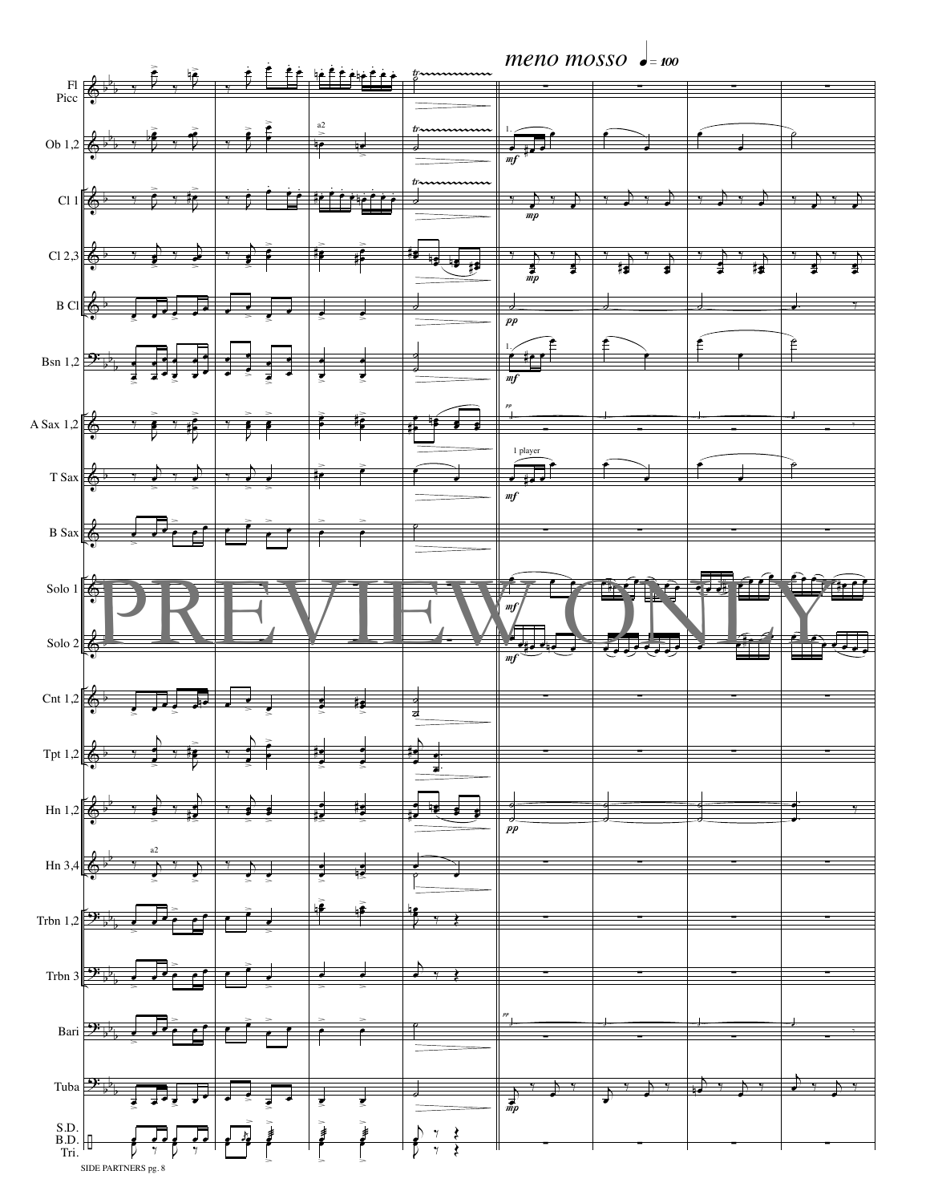*meno mosso* ♩= 100

Fl Picc

Ob 1,2

Cl 1

Cl 2,3

B Cl

Bsn 1,2

A Sax 1,2

T Sax

B Sax

Solo 1

Solo 2

Cnt 1,2

Tpt 1,2

Hn 1,2

Hn 3,4

Trbn 1,2

Trbn 3

Bari

Tuba

S.D. B.D. Tri.

SIDE PARTNERS pg. 8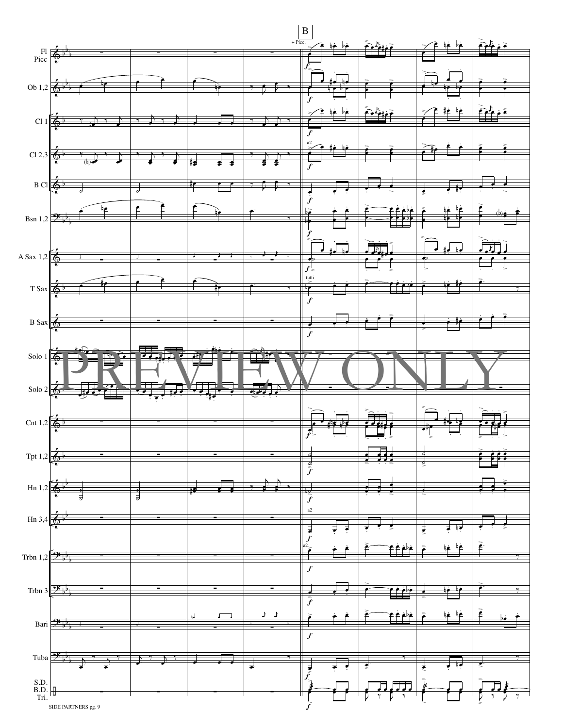B

+ Picc.

Fl
Picc

Ob 1,2

Cl 1

Cl 2,3

B Cl

Bsn 1,2

A Sax 1,2

T Sax

B Sax

Solo 1

Solo 2

Cnt 1,2

Tpt 1,2

Hn 1,2

Hn 3,4

Trbn 1,2

Trbn 3

Bari

Tuba

S.D.
B.D.
Tri.

a2

tutti

PREVIEW ONLY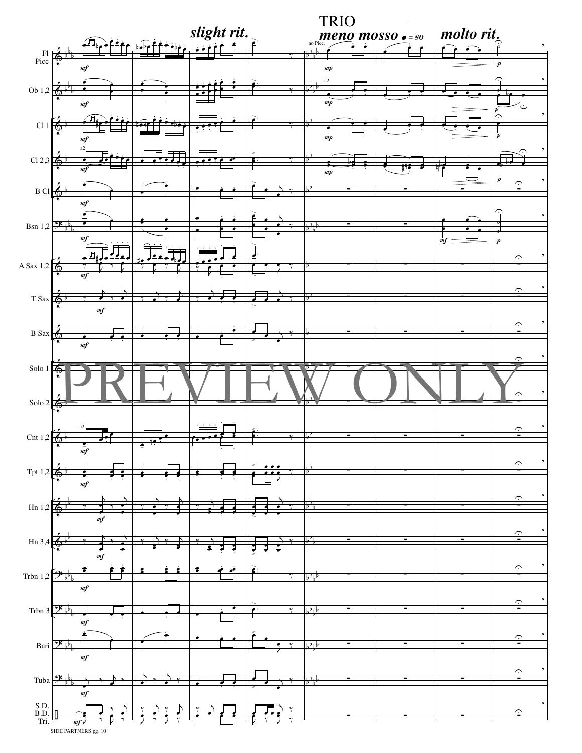slight rit.

TRIO

meno mosso ♩ = 80

molto rit.

PREVIEW ONLY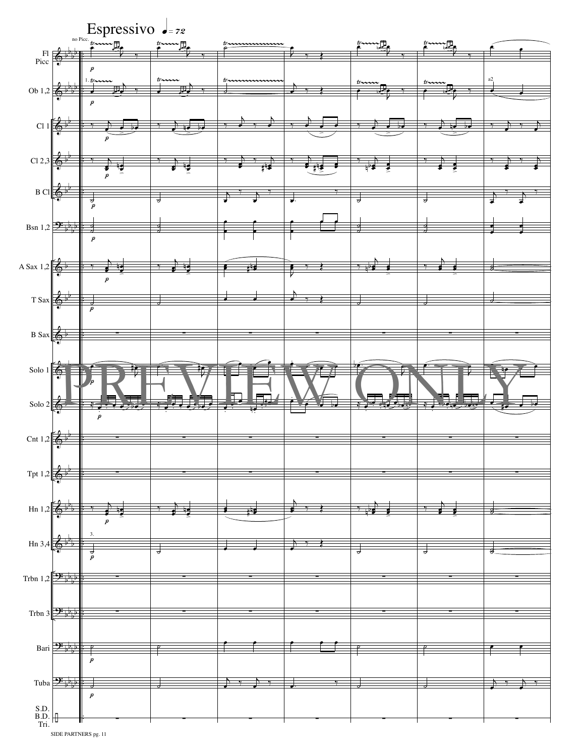Espressivo ♩= 72

no Picc.

Fl / Picc

Ob 1,2

Cl 1

Cl 2,3

B Cl

Bsn 1,2

A Sax 1,2

T Sax

B Sax

Solo 1

Solo 2

Cnt 1,2

Tpt 1,2

Hn 1,2

Hn 3,4

Trbn 1,2

Trbn 3

Bari

Tuba

S.D. / B.D. / Tri.

PREVIEW ONLY

SIDE PARTNERS pg. 11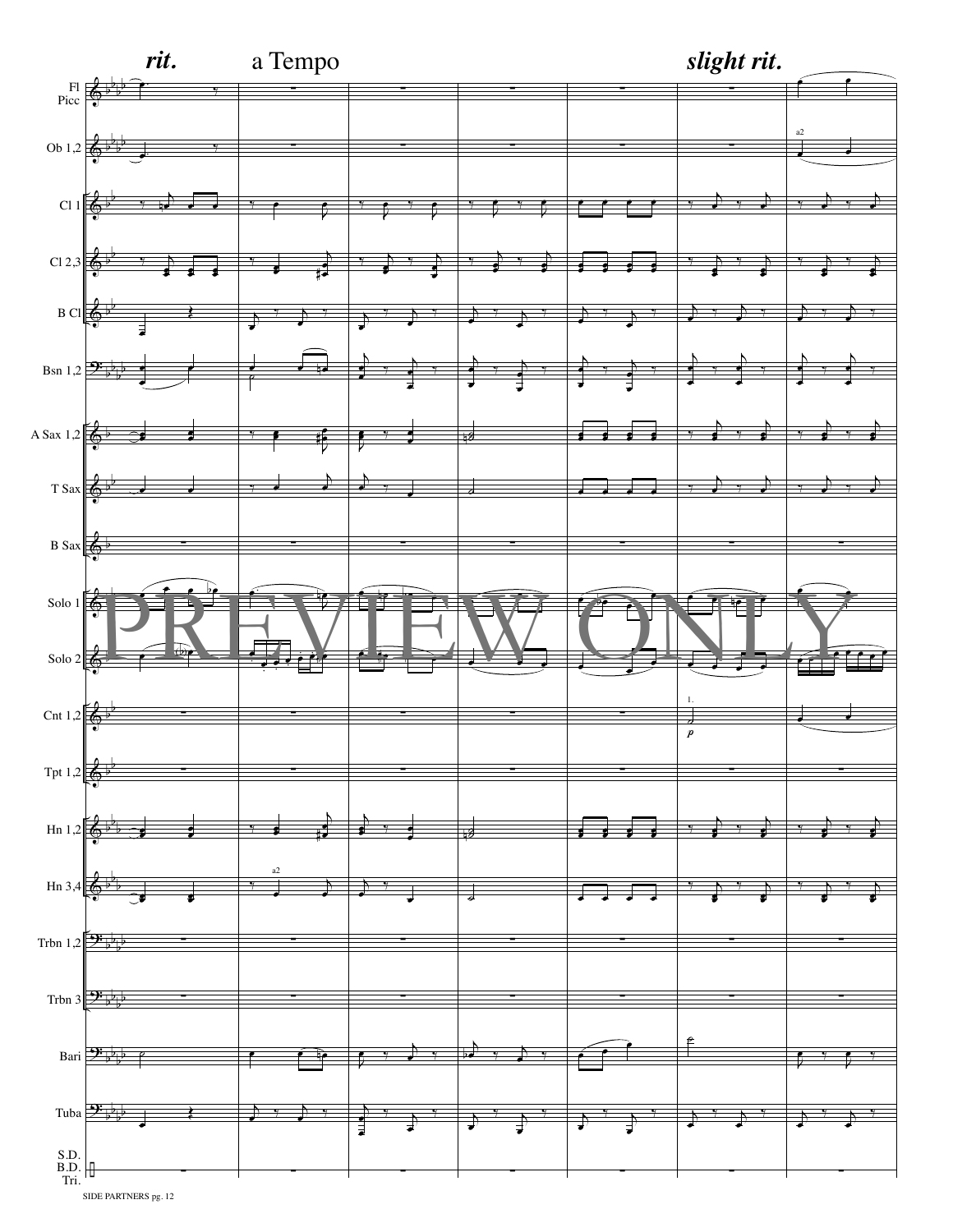*rit.* a Tempo *slight rit.*

Fl Picc

Ob 1,2

Cl 1

Cl 2,3

B Cl

Bsn 1,2

A Sax 1,2

T Sax

B Sax

Solo 1

Solo 2

Cnt 1,2

Tpt 1,2

Hn 1,2

Hn 3,4

Trbn 1,2

Trbn 3

Bari

Tuba

S.D. B.D. Tri.

PREVIEW ONLY

SIDE PARTNERS pg. 12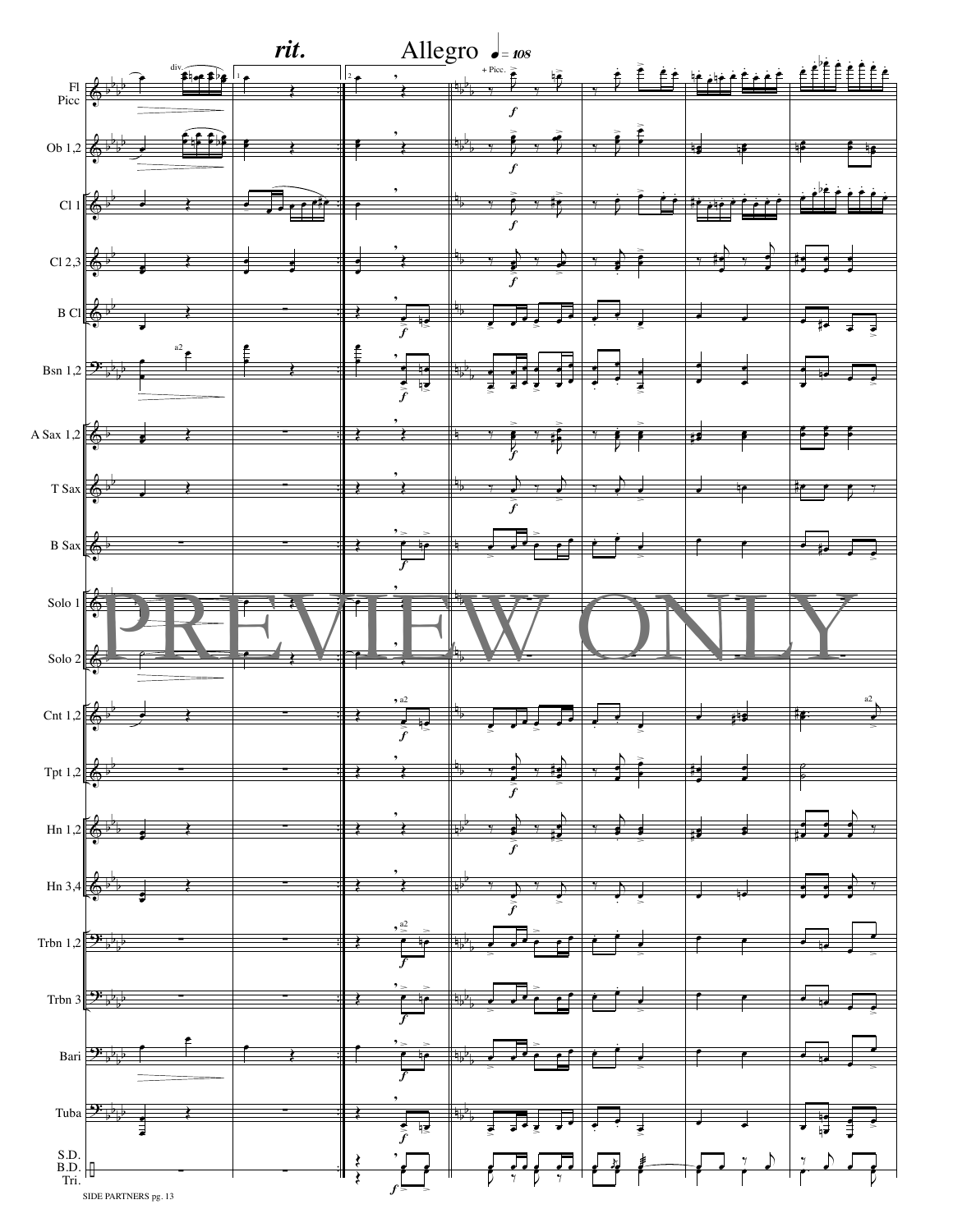rit.

Allegro ♩= 108

Fl
Picc

Ob 1,2

Cl 1

Cl 2,3

B Cl

Bsn 1,2

A Sax 1,2

T Sax

B Sax

Solo 1

Solo 2

Cnt 1,2

Tpt 1,2

Hn 1,2

Hn 3,4

Trbn 1,2

Trbn 3

Bari

Tuba

S.D.
B.D.
Tri.

PREVIEW ONLY

SIDE PARTNERS pg. 13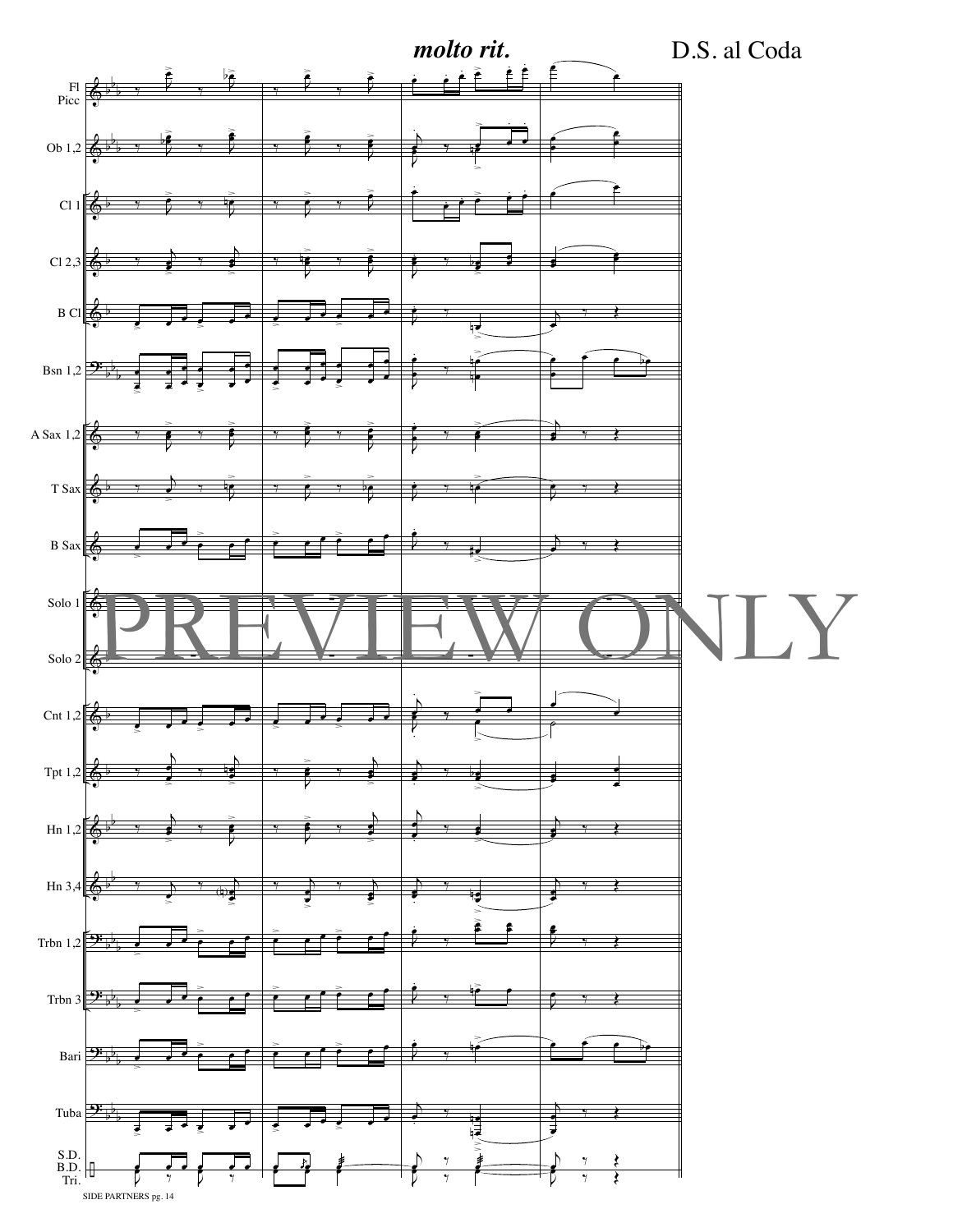*molto rit.*

D.S. al Coda

Fl
Picc

Ob 1,2

Cl 1

Cl 2,3

B Cl

Bsn 1,2

A Sax 1,2

T Sax

B Sax

Solo 1

Solo 2

Cnt 1,2

Tpt 1,2

Hn 1,2

Hn 3,4

Trbn 1,2

Trbn 3

Bari

Tuba

S.D.
B.D.
Tri.

PREVIEW ONLY

SIDE PARTNERS pg. 14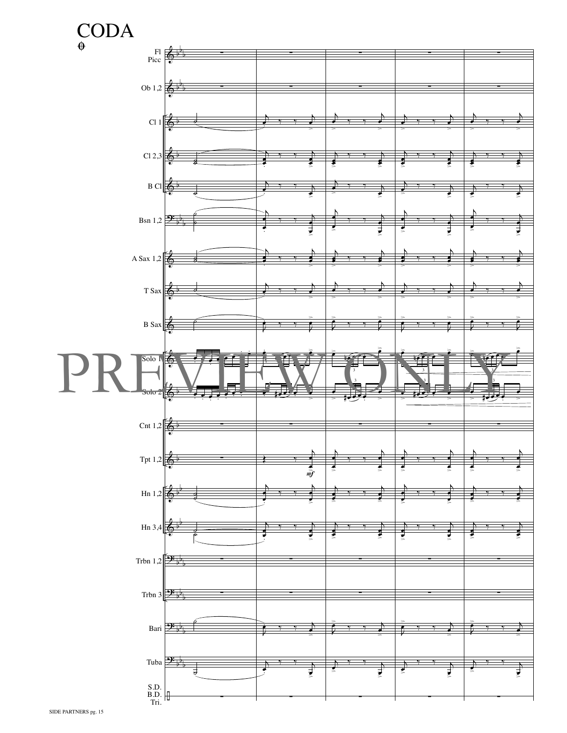# CODA

Fl Picc

Ob 1,2

Cl 1

Cl 2,3

B Cl

Bsn 1,2

A Sax 1,2

T Sax

B Sax

Solo 1

Solo 2

Cnt 1,2

Tpt 1,2

*mf*

Hn 1,2

Hn 3,4

Trbn 1,2

Trbn 3

Bari

Tuba

S.D. B.D. Tri.

PREVIEW ONLY

SIDE PARTNERS pg. 15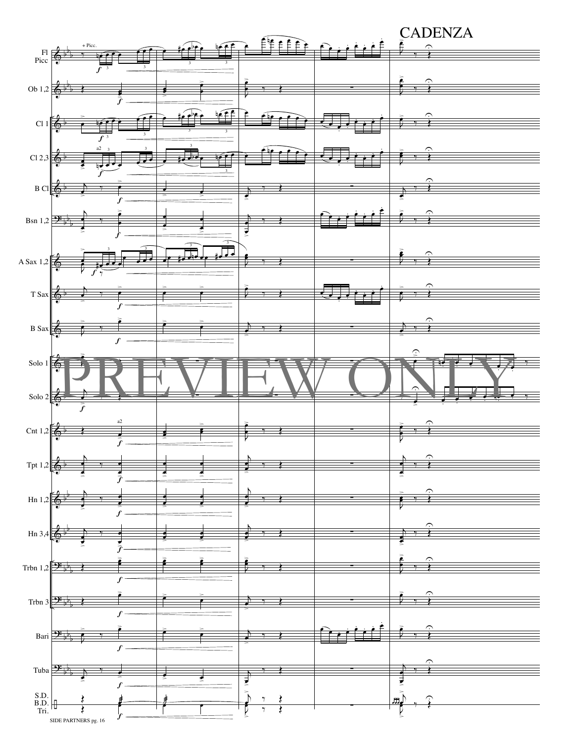CADENZA

Fl Picc

+ Picc.

Ob 1,2

Cl 1

Cl 2,3

a2

B Cl

Bsn 1,2

A Sax 1,2

T Sax

B Sax

Solo 1

Solo 2

Cnt 1,2

a2

Tpt 1,2

Hn 1,2

Hn 3,4

Trbn 1,2

Trbn 3

Bari

Tuba

S.D. B.D. Tri.

PREVIEW ONLY

SIDE PARTNERS pg. 16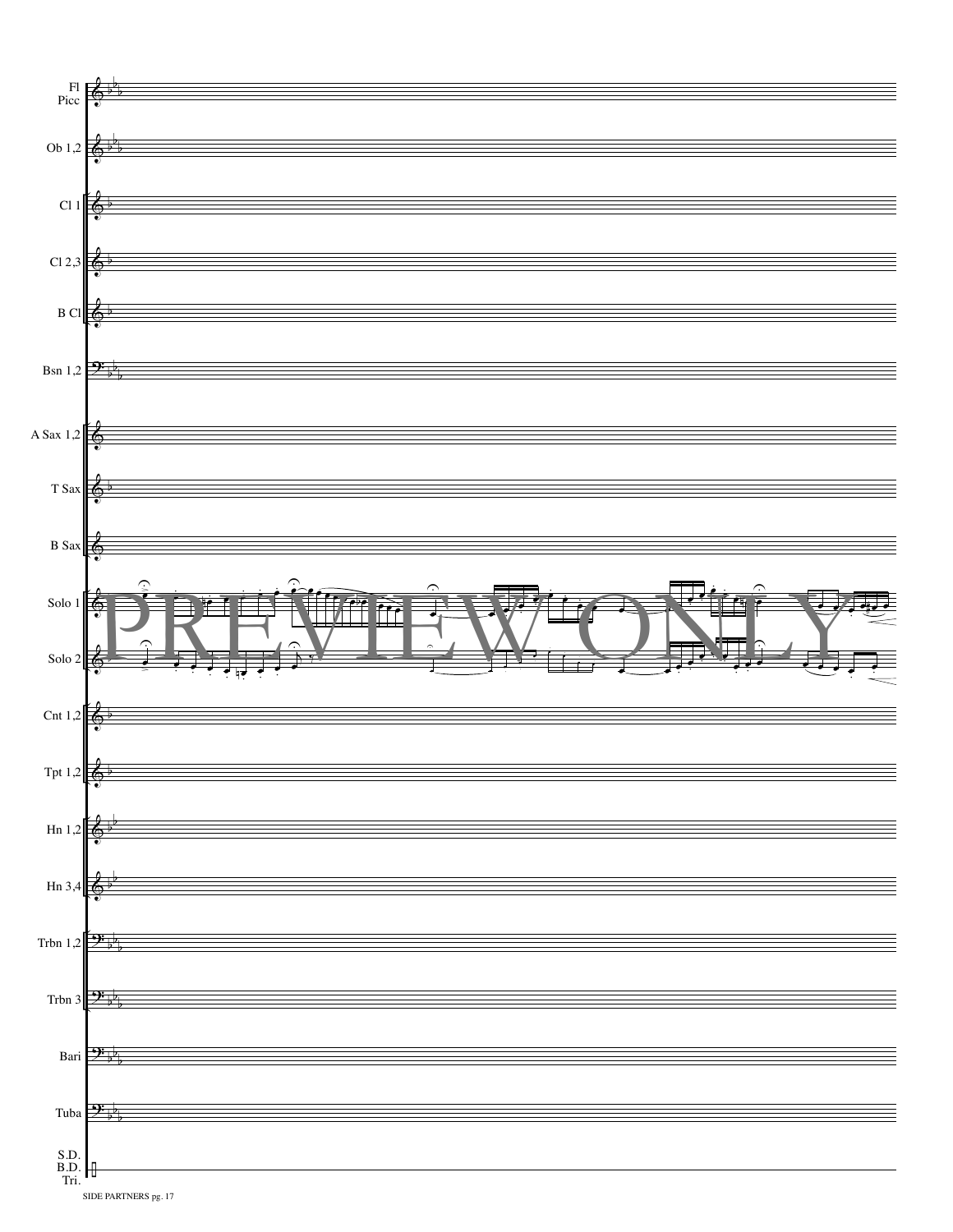Fl
Picc

Ob 1,2

Cl 1

Cl 2,3

B Cl

Bsn 1,2

A Sax 1,2

T Sax

B Sax

Solo 1

Solo 2

Cnt 1,2

Tpt 1,2

Hn 1,2

Hn 3,4

Trbn 1,2

Trbn 3

Bari

Tuba

S.D.
B.D.
Tri.

PREVIEW ONLY

SIDE PARTNERS pg. 17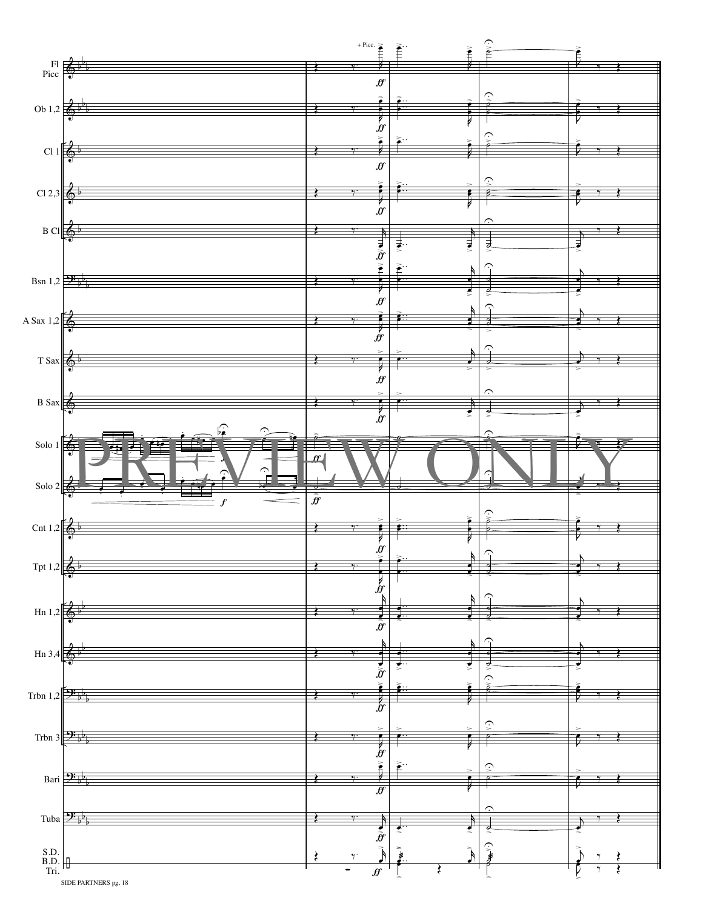Fl
Picc

+ Picc.

Ob 1,2

Cl 1

Cl 2,3

B Cl

Bsn 1,2

A Sax 1,2

T Sax

B Sax

Solo 1

Solo 2

Cnt 1,2

Tpt 1,2

Hn 1,2

Hn 3,4

Trbn 1,2

Trbn 3

Bari

Tuba

S.D.
B.D.
Tri.

PREVIEW ONLY